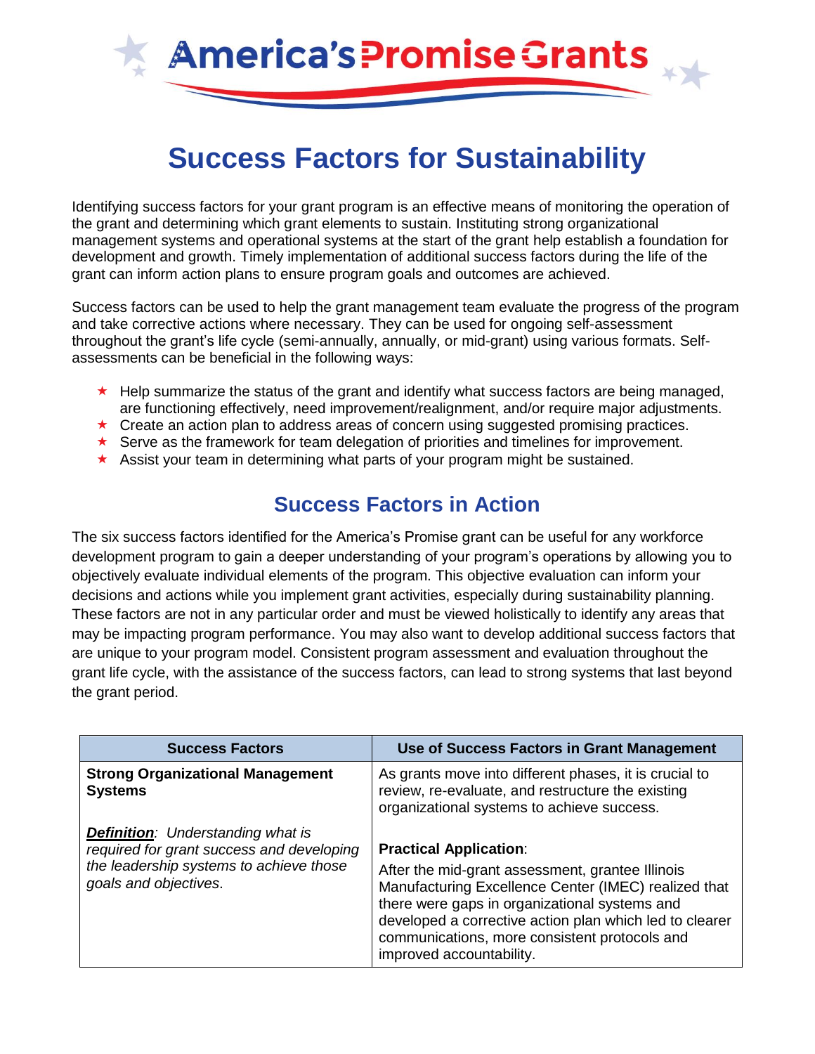# America's Promise Grants

# Success Factors for Sustainability

Identifying success factors for your grant program is an effective means of monitoring the operation of the grant and determining which grant elements to sustain. Instituting strong organizational management systems and operational systems at the start of the grant help establish a foundation for development and growth. Timely implementation of additional success factors during the life of the grant can inform action plans to ensure program goals and outcomes are achieved.

Success factors can be used to help the grant management team evaluate the progress of the program and take corrective actions where necessary. They can be used for ongoing self-assessment throughout the grant's life cycle (semi-annually, annually, or mid-grant) using various formats. Self-assessments can be beneficial in the following ways:

- Help summarize the status of the grant and identify what success factors are being managed, are functioning effectively, need improvement/realignment, and/or require major adjustments.
- Create an action plan to address areas of concern using suggested promising practices.
- Serve as the framework for team delegation of priorities and timelines for improvement.
- Assist your team in determining what parts of your program might be sustained.

## Success Factors in Action

The six success factors identified for the America's Promise grant can be useful for any workforce development program to gain a deeper understanding of your program's operations by allowing you to objectively evaluate individual elements of the program. This objective evaluation can inform your decisions and actions while you implement grant activities, especially during sustainability planning. These factors are not in any particular order and must be viewed holistically to identify any areas that may be impacting program performance. You may also want to develop additional success factors that are unique to your program model. Consistent program assessment and evaluation throughout the grant life cycle, with the assistance of the success factors, can lead to strong systems that last beyond the grant period.

| Success Factors | Use of Success Factors in Grant Management |
|---|---|
| **Strong Organizational Management Systems**<br><br>***Definition***: *Understanding what is required for grant success and developing the leadership systems to achieve those goals and objectives*. | As grants move into different phases, it is crucial to review, re-evaluate, and restructure the existing organizational systems to achieve success.<br><br>**Practical Application**:<br>After the mid-grant assessment, grantee Illinois Manufacturing Excellence Center (IMEC) realized that there were gaps in organizational systems and developed a corrective action plan which led to clearer communications, more consistent protocols and improved accountability. |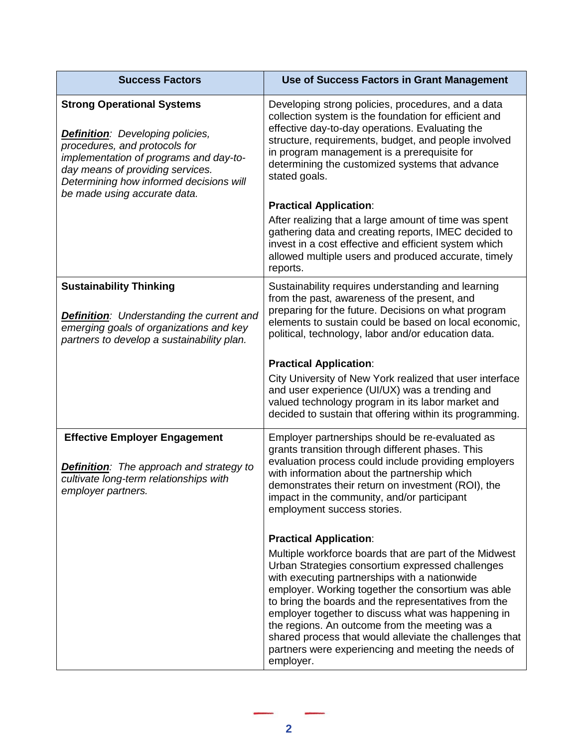| Success Factors | Use of Success Factors in Grant Management |
|---|---|
| **Strong Operational Systems**<br><br>***Definition****: Developing policies, procedures, and protocols for implementation of programs and day-to-day means of providing services. Determining how informed decisions will be made using accurate data.* | Developing strong policies, procedures, and a data collection system is the foundation for efficient and effective day-to-day operations. Evaluating the structure, requirements, budget, and people involved in program management is a prerequisite for determining the customized systems that advance stated goals.<br><br>**Practical Application**:<br>After realizing that a large amount of time was spent gathering data and creating reports, IMEC decided to invest in a cost effective and efficient system which allowed multiple users and produced accurate, timely reports. |
| **Sustainability Thinking**<br><br>***Definition****: Understanding the current and emerging goals of organizations and key partners to develop a sustainability plan.* | Sustainability requires understanding and learning from the past, awareness of the present, and preparing for the future. Decisions on what program elements to sustain could be based on local economic, political, technology, labor and/or education data.<br><br>**Practical Application**:<br>City University of New York realized that user interface and user experience (UI/UX) was a trending and valued technology program in its labor market and decided to sustain that offering within its programming. |
| **Effective Employer Engagement**<br><br>***Definition****: The approach and strategy to cultivate long-term relationships with employer partners.* | Employer partnerships should be re-evaluated as grants transition through different phases. This evaluation process could include providing employers with information about the partnership which demonstrates their return on investment (ROI), the impact in the community, and/or participant employment success stories.<br><br>**Practical Application**:<br>Multiple workforce boards that are part of the Midwest Urban Strategies consortium expressed challenges with executing partnerships with a nationwide employer. Working together the consortium was able to bring the boards and the representatives from the employer together to discuss what was happening in the regions. An outcome from the meeting was a shared process that would alleviate the challenges that partners were experiencing and meeting the needs of employer. |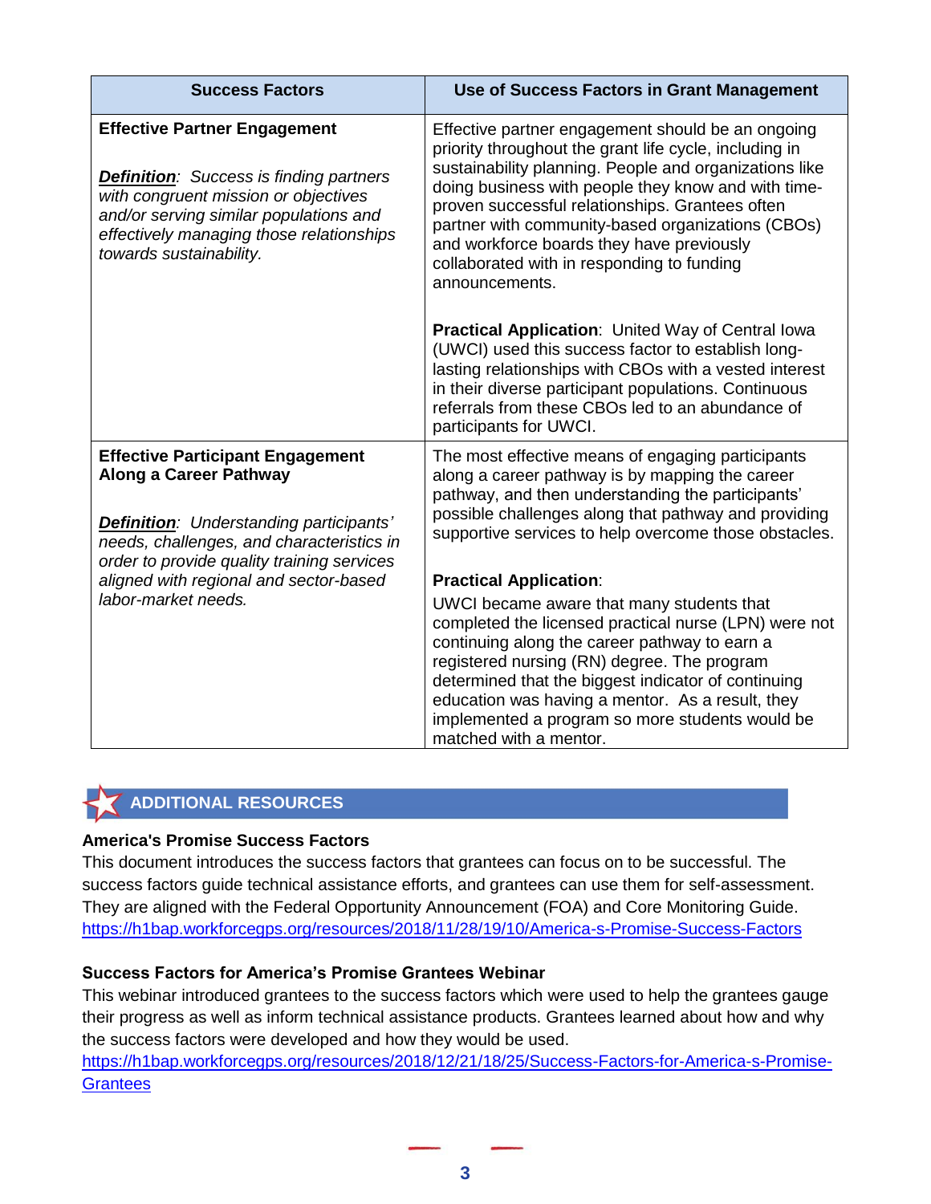| Success Factors | Use of Success Factors in Grant Management |
|---|---|
| **Effective Partner Engagement**<br><br>***Definition**: Success is finding partners with congruent mission or objectives and/or serving similar populations and effectively managing those relationships towards sustainability.* | Effective partner engagement should be an ongoing priority throughout the grant life cycle, including in sustainability planning. People and organizations like doing business with people they know and with time-proven successful relationships. Grantees often partner with community-based organizations (CBOs) and workforce boards they have previously collaborated with in responding to funding announcements.<br><br>**Practical Application**: United Way of Central Iowa (UWCI) used this success factor to establish long-lasting relationships with CBOs with a vested interest in their diverse participant populations. Continuous referrals from these CBOs led to an abundance of participants for UWCI. |
| **Effective Participant Engagement Along a Career Pathway**<br><br>***Definition**: Understanding participants' needs, challenges, and characteristics in order to provide quality training services aligned with regional and sector-based labor-market needs.* | The most effective means of engaging participants along a career pathway is by mapping the career pathway, and then understanding the participants' possible challenges along that pathway and providing supportive services to help overcome those obstacles.<br><br>**Practical Application**:<br>UWCI became aware that many students that completed the licensed practical nurse (LPN) were not continuing along the career pathway to earn a registered nursing (RN) degree. The program determined that the biggest indicator of continuing education was having a mentor. As a result, they implemented a program so more students would be matched with a mentor. |

## ADDITIONAL RESOURCES

**America's Promise Success Factors**

This document introduces the success factors that grantees can focus on to be successful. The success factors guide technical assistance efforts, and grantees can use them for self-assessment. They are aligned with the Federal Opportunity Announcement (FOA) and Core Monitoring Guide.
https://h1bap.workforcegps.org/resources/2018/11/28/19/10/America-s-Promise-Success-Factors

**Success Factors for America's Promise Grantees Webinar**

This webinar introduced grantees to the success factors which were used to help the grantees gauge their progress as well as inform technical assistance products. Grantees learned about how and why the success factors were developed and how they would be used.
https://h1bap.workforcegps.org/resources/2018/12/21/18/25/Success-Factors-for-America-s-Promise-Grantees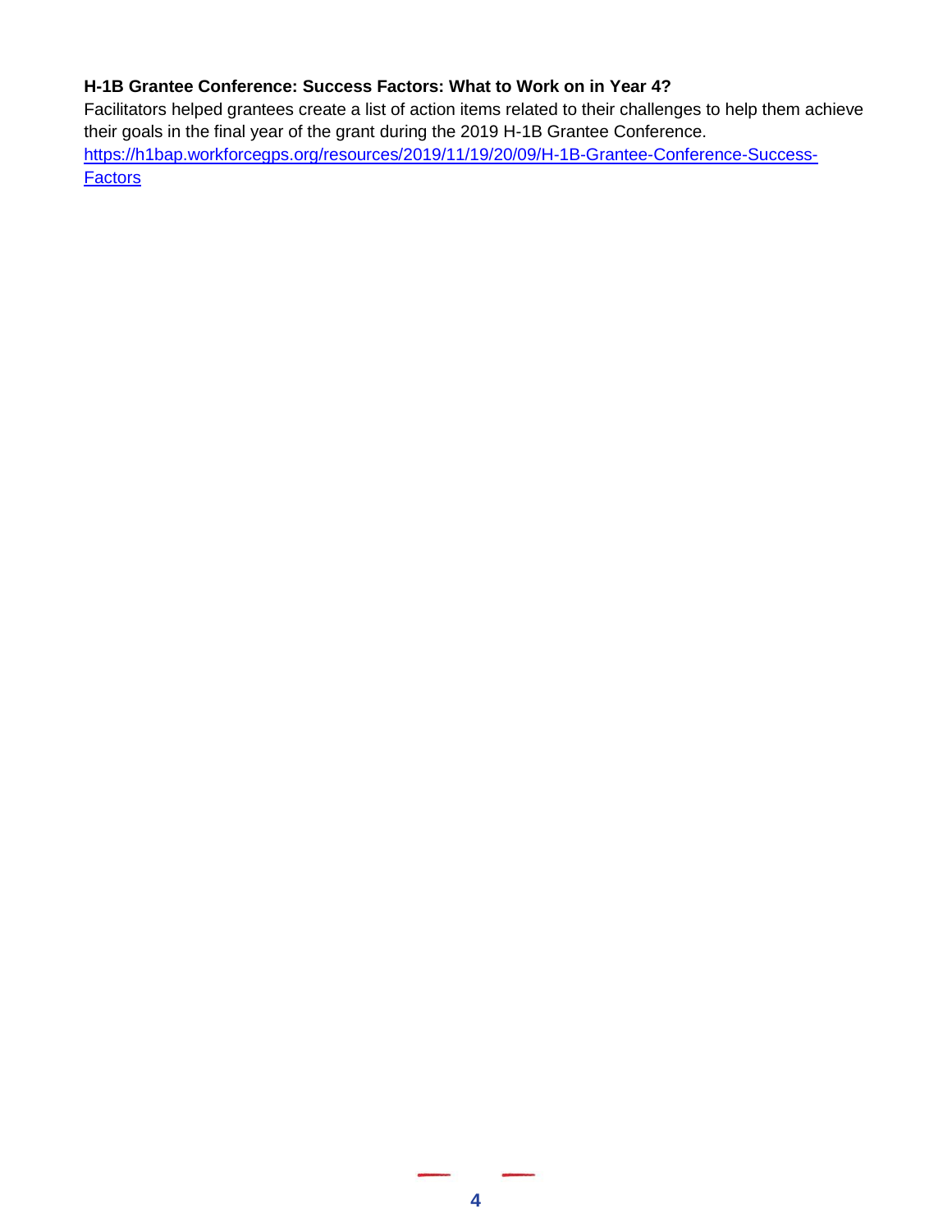**H-1B Grantee Conference: Success Factors: What to Work on in Year 4?**

Facilitators helped grantees create a list of action items related to their challenges to help them achieve their goals in the final year of the grant during the 2019 H-1B Grantee Conference.
[https://h1bap.workforcegps.org/resources/2019/11/19/20/09/H-1B-Grantee-Conference-Success-Factors](https://h1bap.workforcegps.org/resources/2019/11/19/20/09/H-1B-Grantee-Conference-Success-Factors)